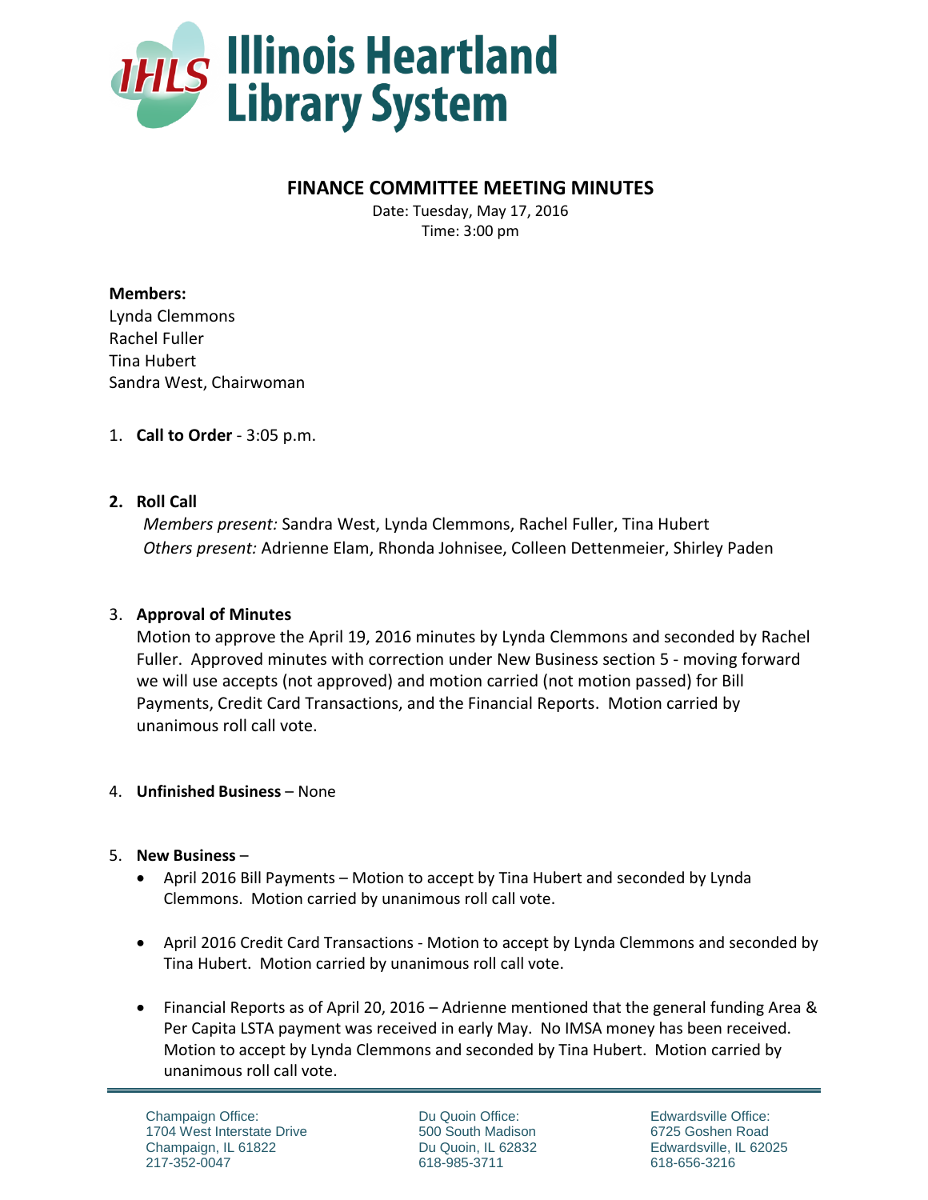# Illinois Heartland Library System

## FINANCE COMMITTEE MEETING MINUTES

Date: Tuesday, May 17, 2016
Time: 3:00 pm

**Members:**
Lynda Clemmons
Rachel Fuller
Tina Hubert
Sandra West, Chairwoman

1. **Call to Order** - 3:05 p.m.

2. **Roll Call**
   *Members present:* Sandra West, Lynda Clemmons, Rachel Fuller, Tina Hubert
   *Others present:* Adrienne Elam, Rhonda Johnisee, Colleen Dettenmeier, Shirley Paden

3. **Approval of Minutes**
   Motion to approve the April 19, 2016 minutes by Lynda Clemmons and seconded by Rachel Fuller. Approved minutes with correction under New Business section 5 - moving forward we will use accepts (not approved) and motion carried (not motion passed) for Bill Payments, Credit Card Transactions, and the Financial Reports. Motion carried by unanimous roll call vote.

4. **Unfinished Business** – None

5. **New Business** –
   - April 2016 Bill Payments – Motion to accept by Tina Hubert and seconded by Lynda Clemmons. Motion carried by unanimous roll call vote.
   - April 2016 Credit Card Transactions - Motion to accept by Lynda Clemmons and seconded by Tina Hubert. Motion carried by unanimous roll call vote.
   - Financial Reports as of April 20, 2016 – Adrienne mentioned that the general funding Area & Per Capita LSTA payment was received in early May. No IMSA money has been received. Motion to accept by Lynda Clemmons and seconded by Tina Hubert. Motion carried by unanimous roll call vote.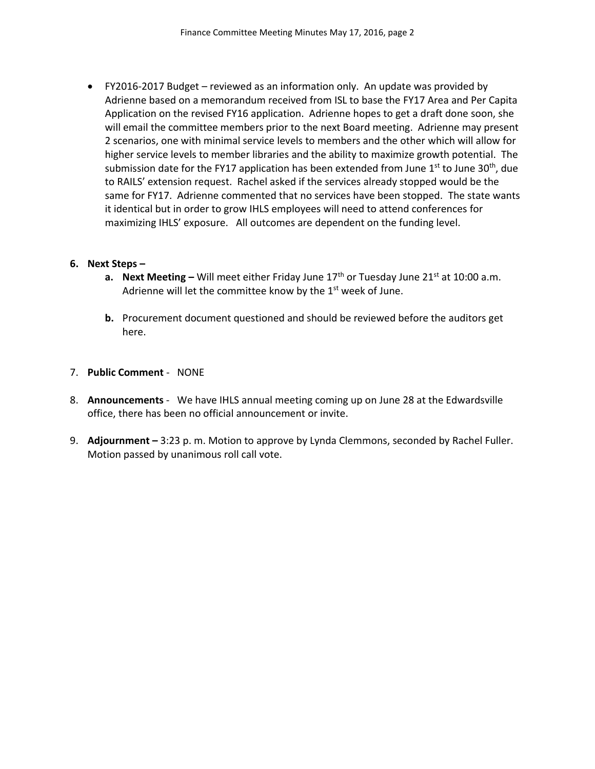- FY2016-2017 Budget – reviewed as an information only. An update was provided by Adrienne based on a memorandum received from ISL to base the FY17 Area and Per Capita Application on the revised FY16 application. Adrienne hopes to get a draft done soon, she will email the committee members prior to the next Board meeting. Adrienne may present 2 scenarios, one with minimal service levels to members and the other which will allow for higher service levels to member libraries and the ability to maximize growth potential. The submission date for the FY17 application has been extended from June 1st to June 30th, due to RAILS' extension request. Rachel asked if the services already stopped would be the same for FY17. Adrienne commented that no services have been stopped. The state wants it identical but in order to grow IHLS employees will need to attend conferences for maximizing IHLS' exposure. All outcomes are dependent on the funding level.

6. **Next Steps –**
   a. **Next Meeting –** Will meet either Friday June 17th or Tuesday June 21st at 10:00 a.m. Adrienne will let the committee know by the 1st week of June.

   b. Procurement document questioned and should be reviewed before the auditors get here.

7. **Public Comment** - NONE

8. **Announcements** - We have IHLS annual meeting coming up on June 28 at the Edwardsville office, there has been no official announcement or invite.

9. **Adjournment –** 3:23 p. m. Motion to approve by Lynda Clemmons, seconded by Rachel Fuller. Motion passed by unanimous roll call vote.